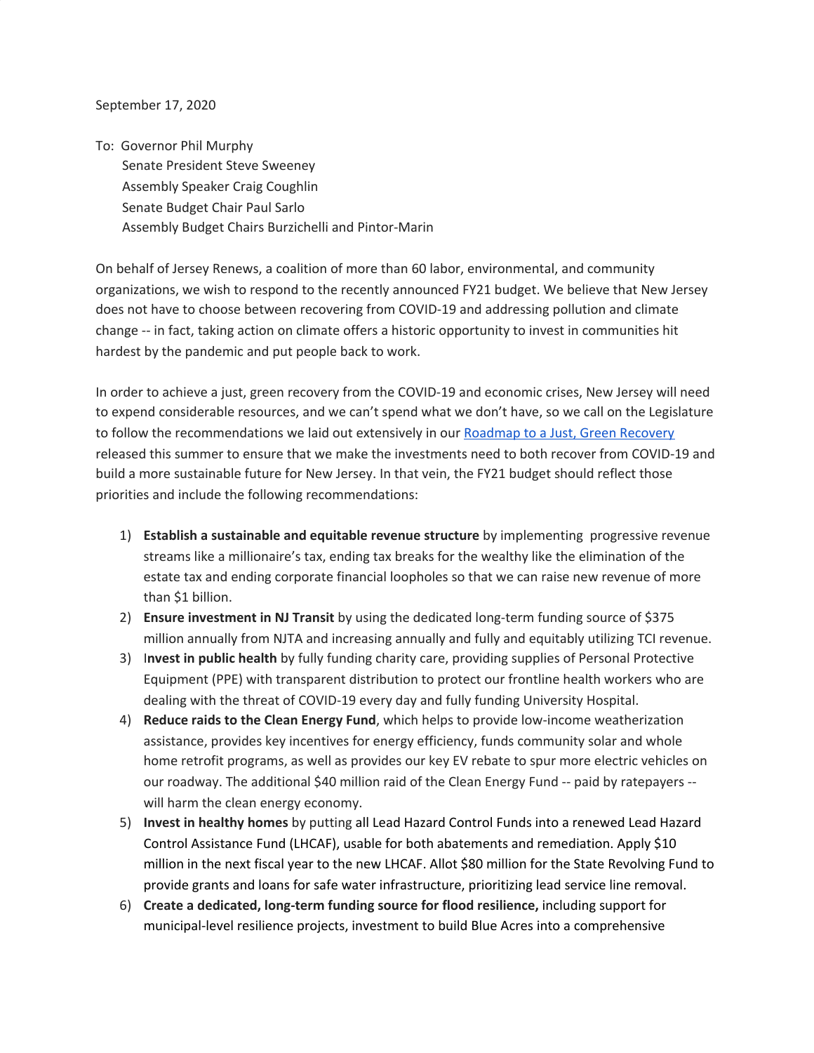September 17, 2020

To: Governor Phil Murphy
Senate President Steve Sweeney
Assembly Speaker Craig Coughlin
Senate Budget Chair Paul Sarlo
Assembly Budget Chairs Burzichelli and Pintor-Marin

On behalf of Jersey Renews, a coalition of more than 60 labor, environmental, and community organizations, we wish to respond to the recently announced FY21 budget. We believe that New Jersey does not have to choose between recovering from COVID-19 and addressing pollution and climate change -- in fact, taking action on climate offers a historic opportunity to invest in communities hit hardest by the pandemic and put people back to work.

In order to achieve a just, green recovery from the COVID-19 and economic crises, New Jersey will need to expend considerable resources, and we can't spend what we don't have, so we call on the Legislature to follow the recommendations we laid out extensively in our [Roadmap to a Just, Green Recovery]() released this summer to ensure that we make the investments need to both recover from COVID-19 and build a more sustainable future for New Jersey. In that vein, the FY21 budget should reflect those priorities and include the following recommendations:

1) **Establish a sustainable and equitable revenue structure** by implementing progressive revenue streams like a millionaire's tax, ending tax breaks for the wealthy like the elimination of the estate tax and ending corporate financial loopholes so that we can raise new revenue of more than $1 billion.
2) **Ensure investment in NJ Transit** by using the dedicated long-term funding source of $375 million annually from NJTA and increasing annually and fully and equitably utilizing TCI revenue.
3) I**nvest in public health** by fully funding charity care, providing supplies of Personal Protective Equipment (PPE) with transparent distribution to protect our frontline health workers who are dealing with the threat of COVID-19 every day and fully funding University Hospital.
4) **Reduce raids to the Clean Energy Fund**, which helps to provide low-income weatherization assistance, provides key incentives for energy efficiency, funds community solar and whole home retrofit programs, as well as provides our key EV rebate to spur more electric vehicles on our roadway. The additional $40 million raid of the Clean Energy Fund -- paid by ratepayers -- will harm the clean energy economy.
5) **Invest in healthy homes** by putting all Lead Hazard Control Funds into a renewed Lead Hazard Control Assistance Fund (LHCAF), usable for both abatements and remediation. Apply $10 million in the next fiscal year to the new LHCAF. Allot $80 million for the State Revolving Fund to provide grants and loans for safe water infrastructure, prioritizing lead service line removal.
6) **Create a dedicated, long-term funding source for flood resilience,** including support for municipal-level resilience projects, investment to build Blue Acres into a comprehensive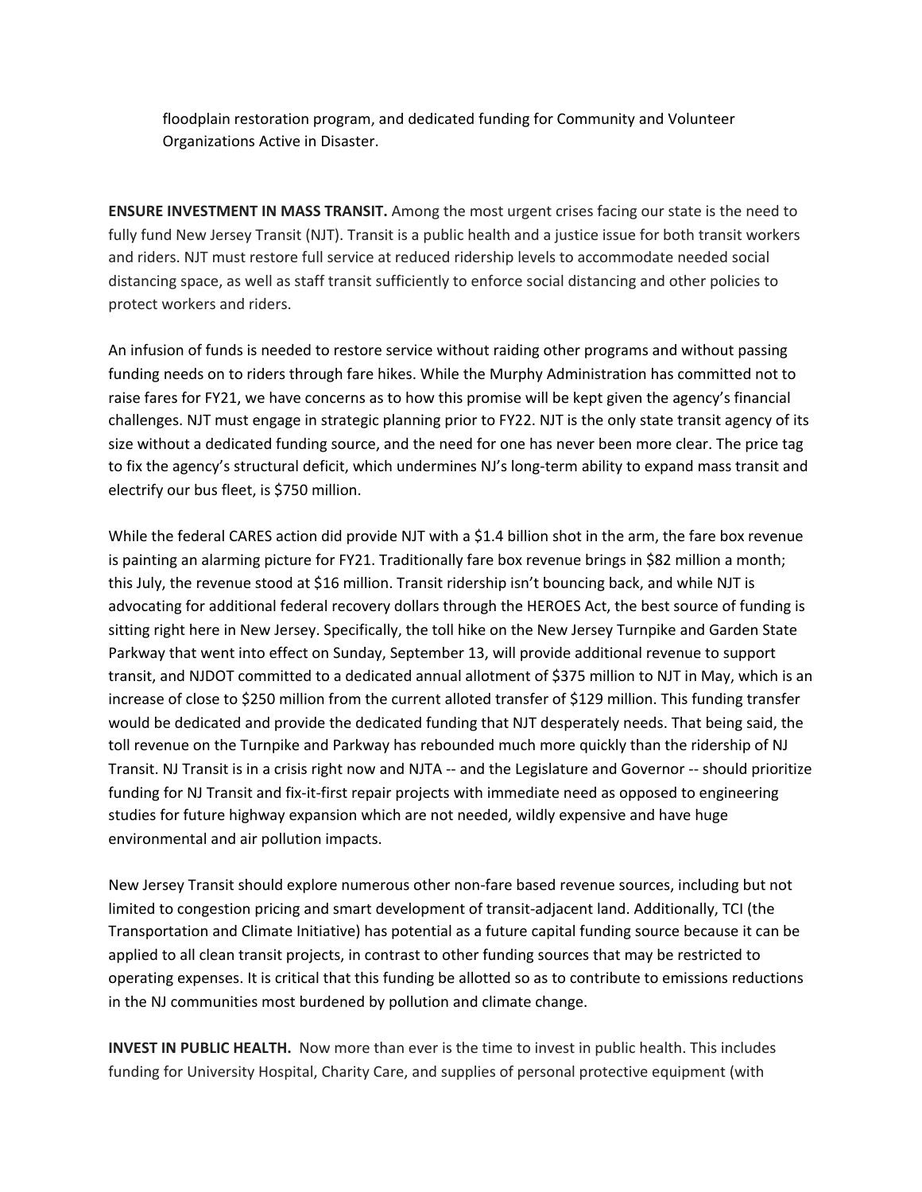floodplain restoration program, and dedicated funding for Community and Volunteer Organizations Active in Disaster.

**ENSURE INVESTMENT IN MASS TRANSIT.** Among the most urgent crises facing our state is the need to fully fund New Jersey Transit (NJT). Transit is a public health and a justice issue for both transit workers and riders. NJT must restore full service at reduced ridership levels to accommodate needed social distancing space, as well as staff transit sufficiently to enforce social distancing and other policies to protect workers and riders.

An infusion of funds is needed to restore service without raiding other programs and without passing funding needs on to riders through fare hikes. While the Murphy Administration has committed not to raise fares for FY21, we have concerns as to how this promise will be kept given the agency's financial challenges. NJT must engage in strategic planning prior to FY22. NJT is the only state transit agency of its size without a dedicated funding source, and the need for one has never been more clear. The price tag to fix the agency's structural deficit, which undermines NJ's long-term ability to expand mass transit and electrify our bus fleet, is $750 million.

While the federal CARES action did provide NJT with a $1.4 billion shot in the arm, the fare box revenue is painting an alarming picture for FY21. Traditionally fare box revenue brings in $82 million a month; this July, the revenue stood at $16 million. Transit ridership isn't bouncing back, and while NJT is advocating for additional federal recovery dollars through the HEROES Act, the best source of funding is sitting right here in New Jersey. Specifically, the toll hike on the New Jersey Turnpike and Garden State Parkway that went into effect on Sunday, September 13, will provide additional revenue to support transit, and NJDOT committed to a dedicated annual allotment of $375 million to NJT in May, which is an increase of close to $250 million from the current alloted transfer of $129 million. This funding transfer would be dedicated and provide the dedicated funding that NJT desperately needs. That being said, the toll revenue on the Turnpike and Parkway has rebounded much more quickly than the ridership of NJ Transit. NJ Transit is in a crisis right now and NJTA -- and the Legislature and Governor -- should prioritize funding for NJ Transit and fix-it-first repair projects with immediate need as opposed to engineering studies for future highway expansion which are not needed, wildly expensive and have huge environmental and air pollution impacts.

New Jersey Transit should explore numerous other non-fare based revenue sources, including but not limited to congestion pricing and smart development of transit-adjacent land. Additionally, TCI (the Transportation and Climate Initiative) has potential as a future capital funding source because it can be applied to all clean transit projects, in contrast to other funding sources that may be restricted to operating expenses. It is critical that this funding be allotted so as to contribute to emissions reductions in the NJ communities most burdened by pollution and climate change.

**INVEST IN PUBLIC HEALTH.** Now more than ever is the time to invest in public health. This includes funding for University Hospital, Charity Care, and supplies of personal protective equipment (with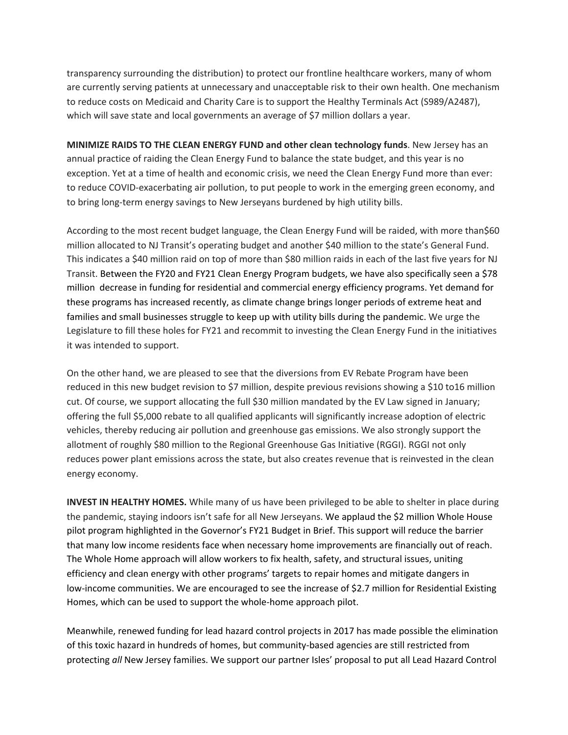transparency surrounding the distribution) to protect our frontline healthcare workers, many of whom are currently serving patients at unnecessary and unacceptable risk to their own health. One mechanism to reduce costs on Medicaid and Charity Care is to support the Healthy Terminals Act (S989/A2487), which will save state and local governments an average of $7 million dollars a year.

**MINIMIZE RAIDS TO THE CLEAN ENERGY FUND and other clean technology funds**. New Jersey has an annual practice of raiding the Clean Energy Fund to balance the state budget, and this year is no exception. Yet at a time of health and economic crisis, we need the Clean Energy Fund more than ever: to reduce COVID-exacerbating air pollution, to put people to work in the emerging green economy, and to bring long-term energy savings to New Jerseyans burdened by high utility bills.

According to the most recent budget language, the Clean Energy Fund will be raided, with more than$60 million allocated to NJ Transit's operating budget and another $40 million to the state's General Fund. This indicates a $40 million raid on top of more than $80 million raids in each of the last five years for NJ Transit. Between the FY20 and FY21 Clean Energy Program budgets, we have also specifically seen a $78 million decrease in funding for residential and commercial energy efficiency programs. Yet demand for these programs has increased recently, as climate change brings longer periods of extreme heat and families and small businesses struggle to keep up with utility bills during the pandemic. We urge the Legislature to fill these holes for FY21 and recommit to investing the Clean Energy Fund in the initiatives it was intended to support.

On the other hand, we are pleased to see that the diversions from EV Rebate Program have been reduced in this new budget revision to $7 million, despite previous revisions showing a $10 to16 million cut. Of course, we support allocating the full $30 million mandated by the EV Law signed in January; offering the full $5,000 rebate to all qualified applicants will significantly increase adoption of electric vehicles, thereby reducing air pollution and greenhouse gas emissions. We also strongly support the allotment of roughly $80 million to the Regional Greenhouse Gas Initiative (RGGI). RGGI not only reduces power plant emissions across the state, but also creates revenue that is reinvested in the clean energy economy.

**INVEST IN HEALTHY HOMES.** While many of us have been privileged to be able to shelter in place during the pandemic, staying indoors isn't safe for all New Jerseyans. We applaud the $2 million Whole House pilot program highlighted in the Governor's FY21 Budget in Brief. This support will reduce the barrier that many low income residents face when necessary home improvements are financially out of reach. The Whole Home approach will allow workers to fix health, safety, and structural issues, uniting efficiency and clean energy with other programs' targets to repair homes and mitigate dangers in low-income communities. We are encouraged to see the increase of $2.7 million for Residential Existing Homes, which can be used to support the whole-home approach pilot.

Meanwhile, renewed funding for lead hazard control projects in 2017 has made possible the elimination of this toxic hazard in hundreds of homes, but community-based agencies are still restricted from protecting *all* New Jersey families. We support our partner Isles' proposal to put all Lead Hazard Control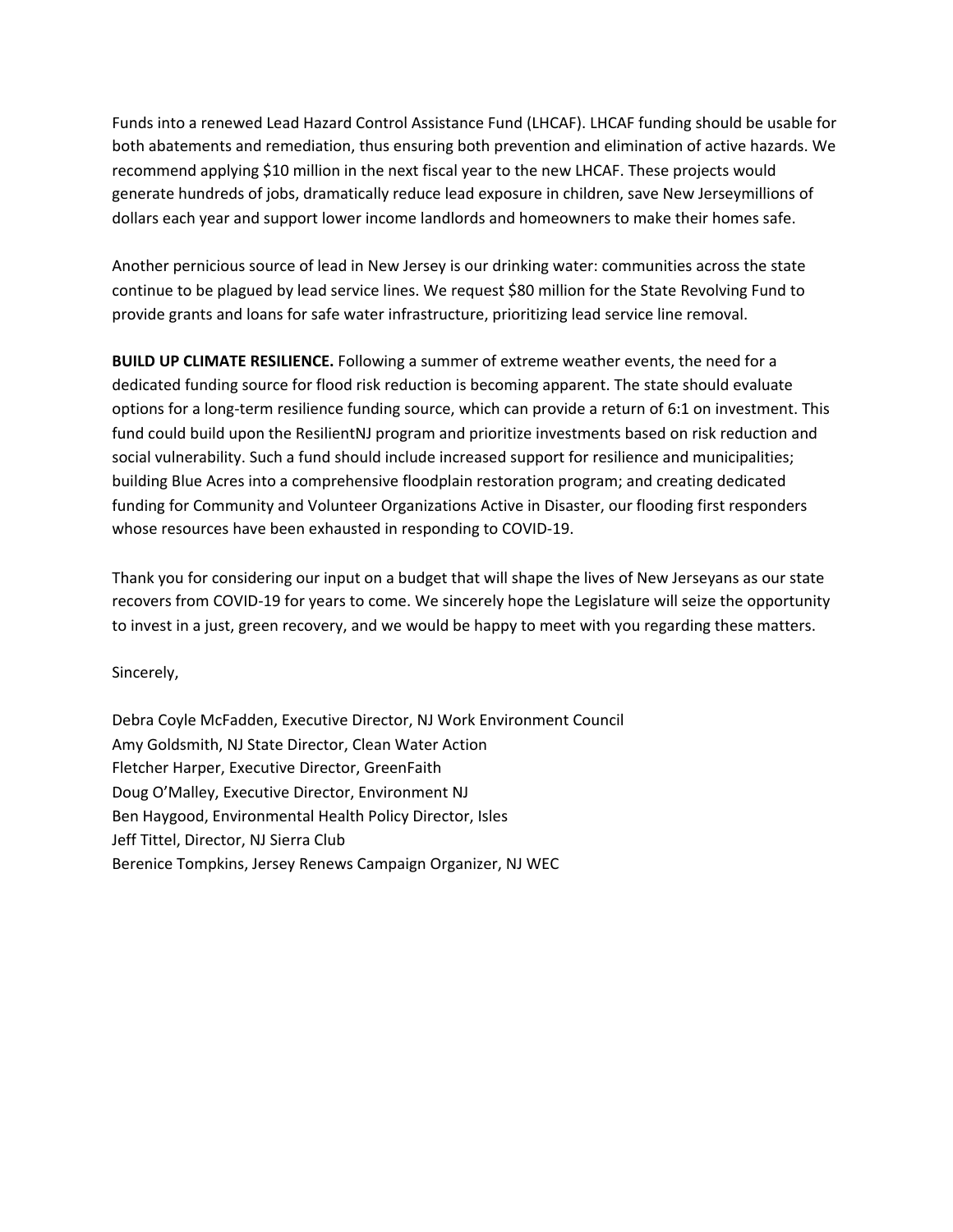Funds into a renewed Lead Hazard Control Assistance Fund (LHCAF). LHCAF funding should be usable for both abatements and remediation, thus ensuring both prevention and elimination of active hazards. We recommend applying $10 million in the next fiscal year to the new LHCAF. These projects would generate hundreds of jobs, dramatically reduce lead exposure in children, save New Jerseymillions of dollars each year and support lower income landlords and homeowners to make their homes safe.

Another pernicious source of lead in New Jersey is our drinking water: communities across the state continue to be plagued by lead service lines. We request $80 million for the State Revolving Fund to provide grants and loans for safe water infrastructure, prioritizing lead service line removal.

**BUILD UP CLIMATE RESILIENCE.** Following a summer of extreme weather events, the need for a dedicated funding source for flood risk reduction is becoming apparent. The state should evaluate options for a long-term resilience funding source, which can provide a return of 6:1 on investment. This fund could build upon the ResilientNJ program and prioritize investments based on risk reduction and social vulnerability. Such a fund should include increased support for resilience and municipalities; building Blue Acres into a comprehensive floodplain restoration program; and creating dedicated funding for Community and Volunteer Organizations Active in Disaster, our flooding first responders whose resources have been exhausted in responding to COVID-19.

Thank you for considering our input on a budget that will shape the lives of New Jerseyans as our state recovers from COVID-19 for years to come. We sincerely hope the Legislature will seize the opportunity to invest in a just, green recovery, and we would be happy to meet with you regarding these matters.

Sincerely,

Debra Coyle McFadden, Executive Director, NJ Work Environment Council
Amy Goldsmith, NJ State Director, Clean Water Action
Fletcher Harper, Executive Director, GreenFaith
Doug O'Malley, Executive Director, Environment NJ
Ben Haygood, Environmental Health Policy Director, Isles
Jeff Tittel, Director, NJ Sierra Club
Berenice Tompkins, Jersey Renews Campaign Organizer, NJ WEC